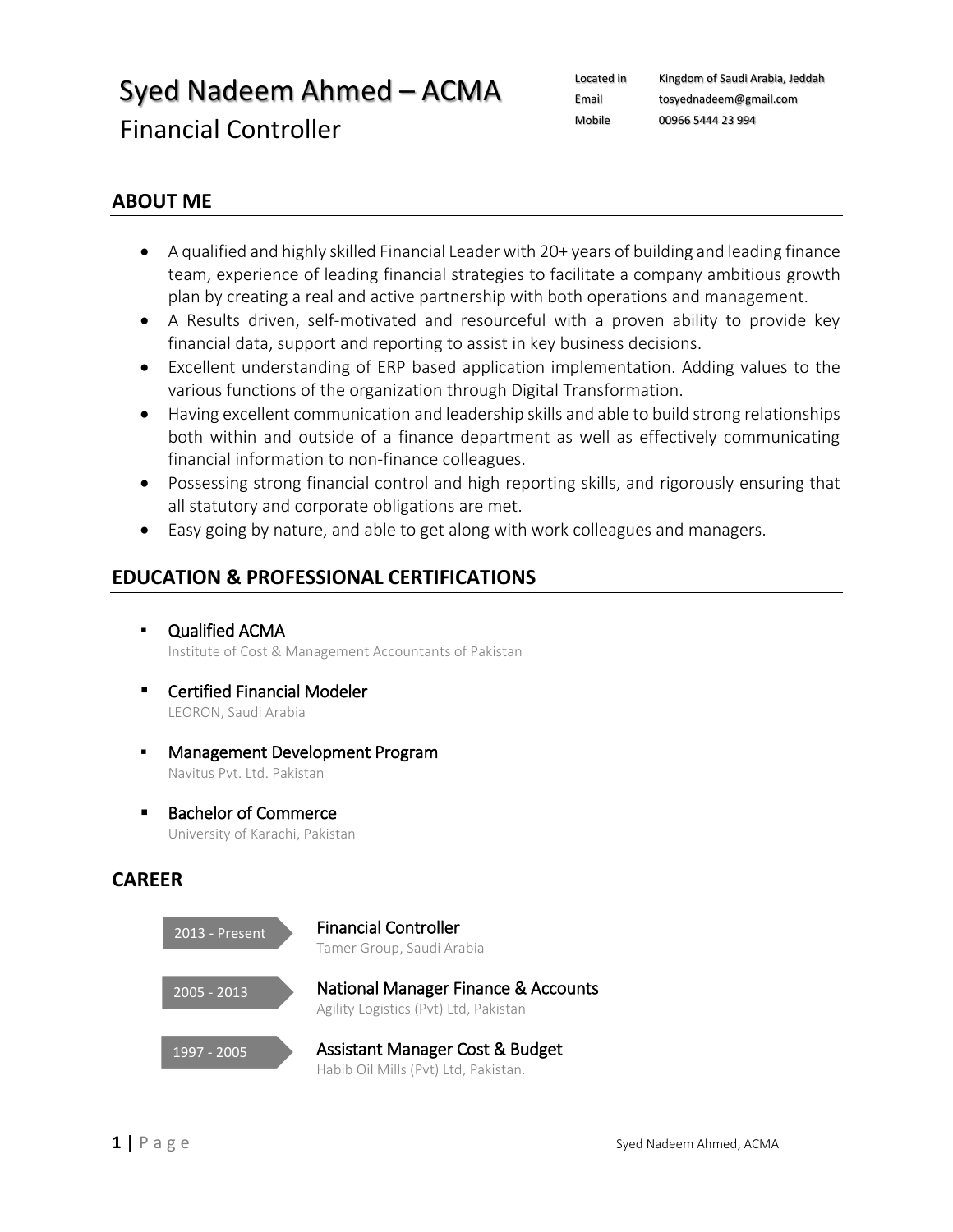# Syed Nadeem Ahmed – ACMA

## Financial Controller

| | |
|---|---|
| Located in | Kingdom of Saudi Arabia, Jeddah |
| Email | tosyednadeem@gmail.com |
| Mobile | 00966 5444 23 994 |

## ABOUT ME

- A qualified and highly skilled Financial Leader with 20+ years of building and leading finance team, experience of leading financial strategies to facilitate a company ambitious growth plan by creating a real and active partnership with both operations and management.
- A Results driven, self-motivated and resourceful with a proven ability to provide key financial data, support and reporting to assist in key business decisions.
- Excellent understanding of ERP based application implementation. Adding values to the various functions of the organization through Digital Transformation.
- Having excellent communication and leadership skills and able to build strong relationships both within and outside of a finance department as well as effectively communicating financial information to non-finance colleagues.
- Possessing strong financial control and high reporting skills, and rigorously ensuring that all statutory and corporate obligations are met.
- Easy going by nature, and able to get along with work colleagues and managers.

## EDUCATION & PROFESSIONAL CERTIFICATIONS

- Qualified ACMA
  Institute of Cost & Management Accountants of Pakistan
- Certified Financial Modeler
  LEORON, Saudi Arabia
- Management Development Program
  Navitus Pvt. Ltd. Pakistan
- Bachelor of Commerce
  University of Karachi, Pakistan

## CAREER

- **2013 - Present** — Financial Controller
  Tamer Group, Saudi Arabia
- **2005 - 2013** — National Manager Finance & Accounts
  Agility Logistics (Pvt) Ltd, Pakistan
- **1997 - 2005** — Assistant Manager Cost & Budget
  Habib Oil Mills (Pvt) Ltd, Pakistan.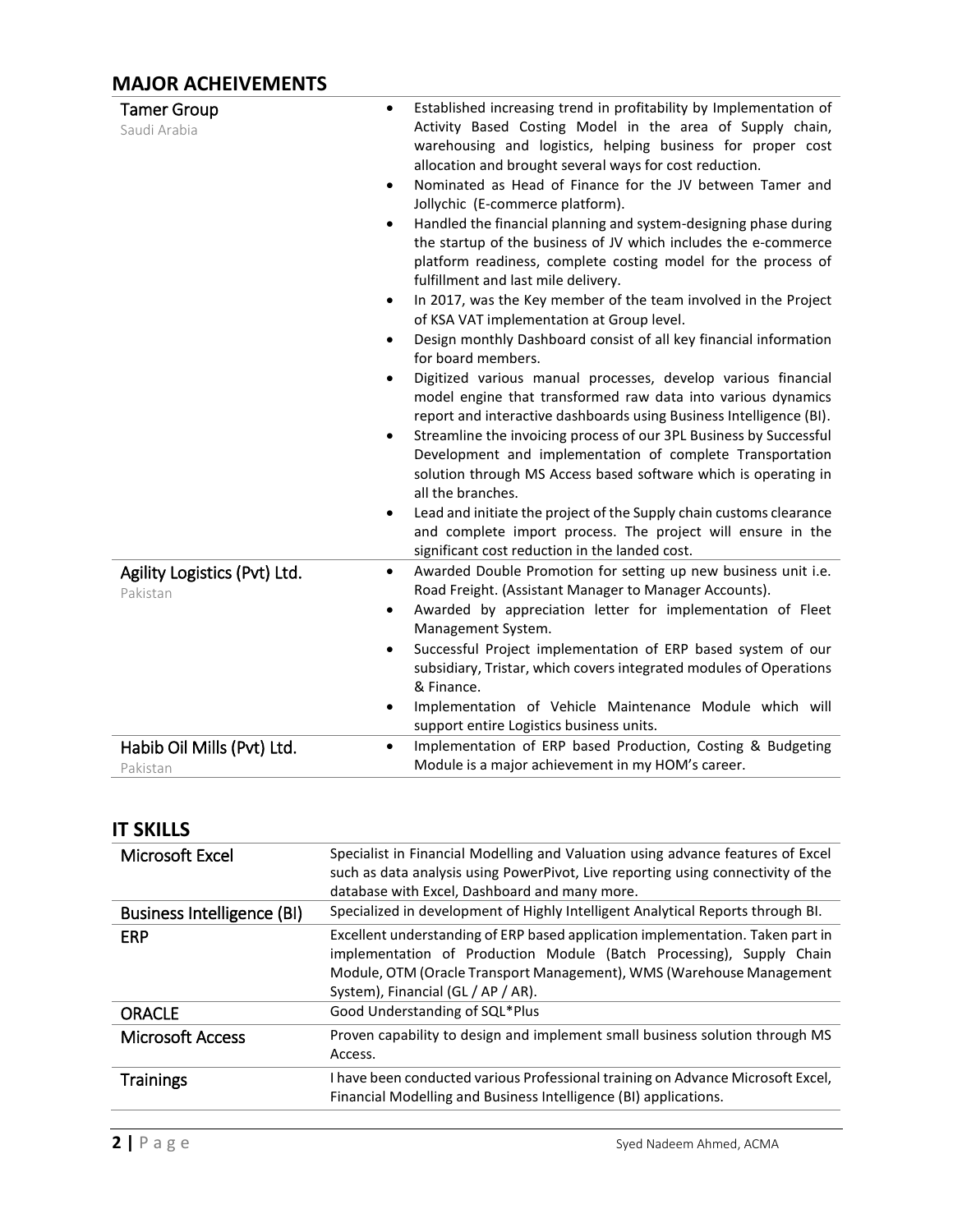## MAJOR ACHEIVEMENTS

| | |
|---|---|
| Tamer Group<br>Saudi Arabia | • Established increasing trend in profitability by Implementation of Activity Based Costing Model in the area of Supply chain, warehousing and logistics, helping business for proper cost allocation and brought several ways for cost reduction.<br>• Nominated as Head of Finance for the JV between Tamer and Jollychic (E-commerce platform).<br>• Handled the financial planning and system-designing phase during the startup of the business of JV which includes the e-commerce platform readiness, complete costing model for the process of fulfillment and last mile delivery.<br>• In 2017, was the Key member of the team involved in the Project of KSA VAT implementation at Group level.<br>• Design monthly Dashboard consist of all key financial information for board members.<br>• Digitized various manual processes, develop various financial model engine that transformed raw data into various dynamics report and interactive dashboards using Business Intelligence (BI).<br>• Streamline the invoicing process of our 3PL Business by Successful Development and implementation of complete Transportation solution through MS Access based software which is operating in all the branches.<br>• Lead and initiate the project of the Supply chain customs clearance and complete import process. The project will ensure in the significant cost reduction in the landed cost. |
| Agility Logistics (Pvt) Ltd.<br>Pakistan | • Awarded Double Promotion for setting up new business unit i.e. Road Freight. (Assistant Manager to Manager Accounts).<br>• Awarded by appreciation letter for implementation of Fleet Management System.<br>• Successful Project implementation of ERP based system of our subsidiary, Tristar, which covers integrated modules of Operations & Finance.<br>• Implementation of Vehicle Maintenance Module which will support entire Logistics business units. |
| Habib Oil Mills (Pvt) Ltd.<br>Pakistan | • Implementation of ERP based Production, Costing & Budgeting Module is a major achievement in my HOM's career. |

## IT SKILLS

| | |
|---|---|
| Microsoft Excel | Specialist in Financial Modelling and Valuation using advance features of Excel such as data analysis using PowerPivot, Live reporting using connectivity of the database with Excel, Dashboard and many more. |
| Business Intelligence (BI) | Specialized in development of Highly Intelligent Analytical Reports through BI. |
| ERP | Excellent understanding of ERP based application implementation. Taken part in implementation of Production Module (Batch Processing), Supply Chain Module, OTM (Oracle Transport Management), WMS (Warehouse Management System), Financial (GL / AP / AR). |
| ORACLE | Good Understanding of SQL*Plus |
| Microsoft Access | Proven capability to design and implement small business solution through MS Access. |
| Trainings | I have been conducted various Professional training on Advance Microsoft Excel, Financial Modelling and Business Intelligence (BI) applications. |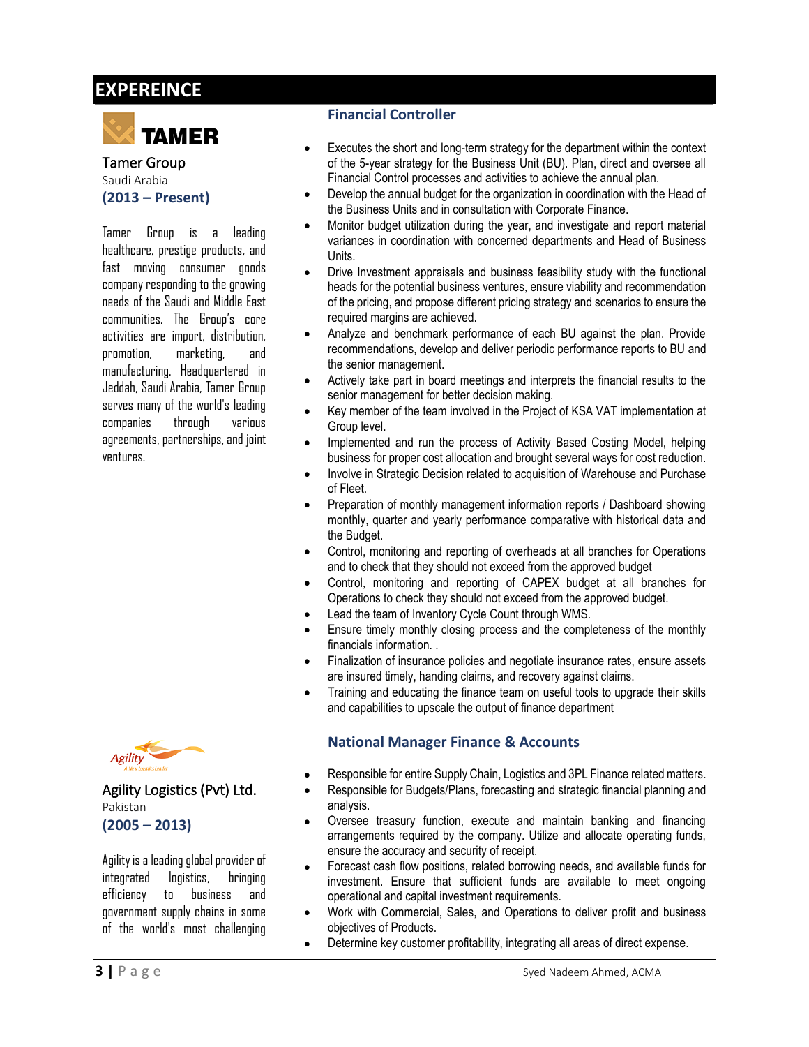## EXPEREINCE

**TAMER**

Tamer Group
Saudi Arabia
**(2013 – Present)**

Tamer Group is a leading healthcare, prestige products, and fast moving consumer goods company responding to the growing needs of the Saudi and Middle East communities. The Group's core activities are import, distribution, promotion, marketing, and manufacturing. Headquartered in Jeddah, Saudi Arabia, Tamer Group serves many of the world's leading companies through various agreements, partnerships, and joint ventures.

### Financial Controller

- Executes the short and long-term strategy for the department within the context of the 5-year strategy for the Business Unit (BU). Plan, direct and oversee all Financial Control processes and activities to achieve the annual plan.
- Develop the annual budget for the organization in coordination with the Head of the Business Units and in consultation with Corporate Finance.
- Monitor budget utilization during the year, and investigate and report material variances in coordination with concerned departments and Head of Business Units.
- Drive Investment appraisals and business feasibility study with the functional heads for the potential business ventures, ensure viability and recommendation of the pricing, and propose different pricing strategy and scenarios to ensure the required margins are achieved.
- Analyze and benchmark performance of each BU against the plan. Provide recommendations, develop and deliver periodic performance reports to BU and the senior management.
- Actively take part in board meetings and interprets the financial results to the senior management for better decision making.
- Key member of the team involved in the Project of KSA VAT implementation at Group level.
- Implemented and run the process of Activity Based Costing Model, helping business for proper cost allocation and brought several ways for cost reduction.
- Involve in Strategic Decision related to acquisition of Warehouse and Purchase of Fleet.
- Preparation of monthly management information reports / Dashboard showing monthly, quarter and yearly performance comparative with historical data and the Budget.
- Control, monitoring and reporting of overheads at all branches for Operations and to check that they should not exceed from the approved budget
- Control, monitoring and reporting of CAPEX budget at all branches for Operations to check they should not exceed from the approved budget.
- Lead the team of Inventory Cycle Count through WMS.
- Ensure timely monthly closing process and the completeness of the monthly financials information. .
- Finalization of insurance policies and negotiate insurance rates, ensure assets are insured timely, handing claims, and recovery against claims.
- Training and educating the finance team on useful tools to upgrade their skills and capabilities to upscale the output of finance department

---

**Agility**
*A New Logistics Leader*

Agility Logistics (Pvt) Ltd.
Pakistan
**(2005 – 2013)**

Agility is a leading global provider of integrated logistics, bringing efficiency to business and government supply chains in some of the world's most challenging

### National Manager Finance & Accounts

- Responsible for entire Supply Chain, Logistics and 3PL Finance related matters.
- Responsible for Budgets/Plans, forecasting and strategic financial planning and analysis.
- Oversee treasury function, execute and maintain banking and financing arrangements required by the company. Utilize and allocate operating funds, ensure the accuracy and security of receipt.
- Forecast cash flow positions, related borrowing needs, and available funds for investment. Ensure that sufficient funds are available to meet ongoing operational and capital investment requirements.
- Work with Commercial, Sales, and Operations to deliver profit and business objectives of Products.
- Determine key customer profitability, integrating all areas of direct expense.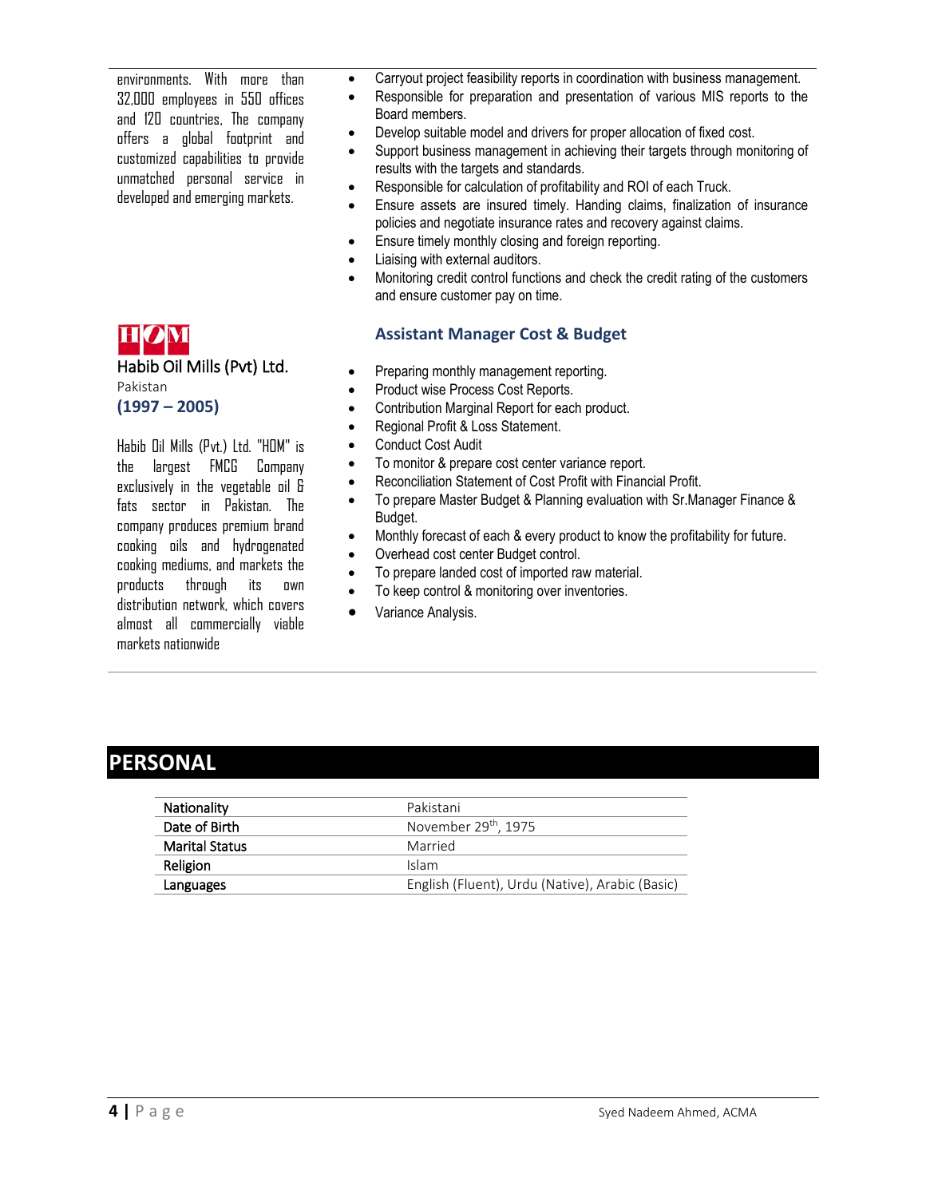environments. With more than 32,000 employees in 550 offices and 120 countries, The company offers a global footprint and customized capabilities to provide unmatched personal service in developed and emerging markets.

- Carryout project feasibility reports in coordination with business management.
- Responsible for preparation and presentation of various MIS reports to the Board members.
- Develop suitable model and drivers for proper allocation of fixed cost.
- Support business management in achieving their targets through monitoring of results with the targets and standards.
- Responsible for calculation of profitability and ROI of each Truck.
- Ensure assets are insured timely. Handing claims, finalization of insurance policies and negotiate insurance rates and recovery against claims.
- Ensure timely monthly closing and foreign reporting.
- Liaising with external auditors.
- Monitoring credit control functions and check the credit rating of the customers and ensure customer pay on time.

HOM

Habib Oil Mills (Pvt) Ltd.

Pakistan

**(1997 – 2005)**

Habib Oil Mills (Pvt.) Ltd. "HOM" is the largest FMCG Company exclusively in the vegetable oil & fats sector in Pakistan. The company produces premium brand cooking oils and hydrogenated cooking mediums, and markets the products through its own distribution network, which covers almost all commercially viable markets nationwide

### Assistant Manager Cost & Budget

- Preparing monthly management reporting.
- Product wise Process Cost Reports.
- Contribution Marginal Report for each product.
- Regional Profit & Loss Statement.
- Conduct Cost Audit
- To monitor & prepare cost center variance report.
- Reconciliation Statement of Cost Profit with Financial Profit.
- To prepare Master Budget & Planning evaluation with Sr.Manager Finance & Budget.
- Monthly forecast of each & every product to know the profitability for future.
- Overhead cost center Budget control.
- To prepare landed cost of imported raw material.
- To keep control & monitoring over inventories.
- Variance Analysis.

## PERSONAL

| | |
|---|---|
| Nationality | Pakistani |
| Date of Birth | November 29th, 1975 |
| Marital Status | Married |
| Religion | Islam |
| Languages | English (Fluent), Urdu (Native), Arabic (Basic) |